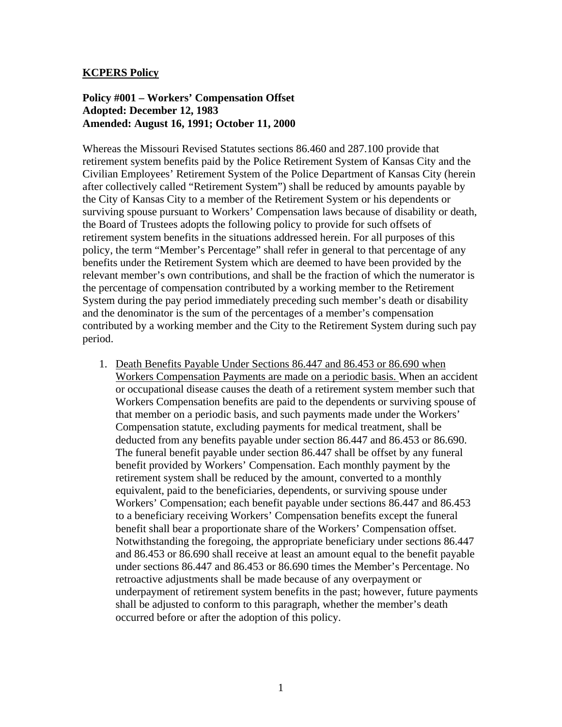**<u>KCPERS Policy</u>**

**Policy #001 – Workers' Compensation Offset**
**Adopted: December 12, 1983**
**Amended: August 16, 1991; October 11, 2000**

Whereas the Missouri Revised Statutes sections 86.460 and 287.100 provide that retirement system benefits paid by the Police Retirement System of Kansas City and the Civilian Employees' Retirement System of the Police Department of Kansas City (herein after collectively called "Retirement System") shall be reduced by amounts payable by the City of Kansas City to a member of the Retirement System or his dependents or surviving spouse pursuant to Workers' Compensation laws because of disability or death, the Board of Trustees adopts the following policy to provide for such offsets of retirement system benefits in the situations addressed herein. For all purposes of this policy, the term "Member's Percentage" shall refer in general to that percentage of any benefits under the Retirement System which are deemed to have been provided by the relevant member's own contributions, and shall be the fraction of which the numerator is the percentage of compensation contributed by a working member to the Retirement System during the pay period immediately preceding such member's death or disability and the denominator is the sum of the percentages of a member's compensation contributed by a working member and the City to the Retirement System during such pay period.

1. <u>Death Benefits Payable Under Sections 86.447 and 86.453 or 86.690 when Workers Compensation Payments are made on a periodic basis.</u> When an accident or occupational disease causes the death of a retirement system member such that Workers Compensation benefits are paid to the dependents or surviving spouse of that member on a periodic basis, and such payments made under the Workers' Compensation statute, excluding payments for medical treatment, shall be deducted from any benefits payable under section 86.447 and 86.453 or 86.690. The funeral benefit payable under section 86.447 shall be offset by any funeral benefit provided by Workers' Compensation. Each monthly payment by the retirement system shall be reduced by the amount, converted to a monthly equivalent, paid to the beneficiaries, dependents, or surviving spouse under Workers' Compensation; each benefit payable under sections 86.447 and 86.453 to a beneficiary receiving Workers' Compensation benefits except the funeral benefit shall bear a proportionate share of the Workers' Compensation offset. Notwithstanding the foregoing, the appropriate beneficiary under sections 86.447 and 86.453 or 86.690 shall receive at least an amount equal to the benefit payable under sections 86.447 and 86.453 or 86.690 times the Member's Percentage. No retroactive adjustments shall be made because of any overpayment or underpayment of retirement system benefits in the past; however, future payments shall be adjusted to conform to this paragraph, whether the member's death occurred before or after the adoption of this policy.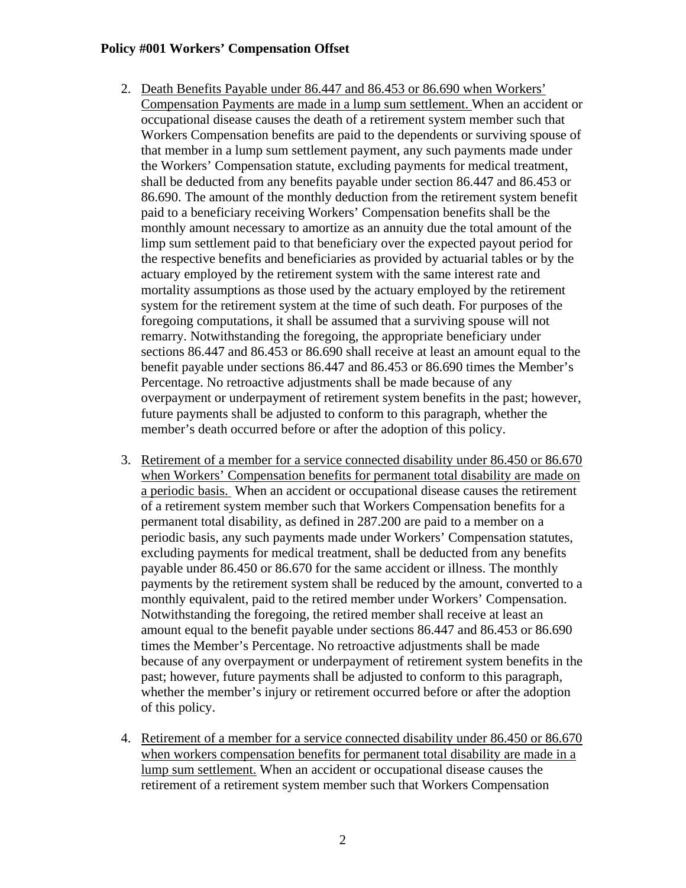**Policy #001 Workers' Compensation Offset**

2. Death Benefits Payable under 86.447 and 86.453 or 86.690 when Workers' Compensation Payments are made in a lump sum settlement. When an accident or occupational disease causes the death of a retirement system member such that Workers Compensation benefits are paid to the dependents or surviving spouse of that member in a lump sum settlement payment, any such payments made under the Workers' Compensation statute, excluding payments for medical treatment, shall be deducted from any benefits payable under section 86.447 and 86.453 or 86.690. The amount of the monthly deduction from the retirement system benefit paid to a beneficiary receiving Workers' Compensation benefits shall be the monthly amount necessary to amortize as an annuity due the total amount of the limp sum settlement paid to that beneficiary over the expected payout period for the respective benefits and beneficiaries as provided by actuarial tables or by the actuary employed by the retirement system with the same interest rate and mortality assumptions as those used by the actuary employed by the retirement system for the retirement system at the time of such death. For purposes of the foregoing computations, it shall be assumed that a surviving spouse will not remarry. Notwithstanding the foregoing, the appropriate beneficiary under sections 86.447 and 86.453 or 86.690 shall receive at least an amount equal to the benefit payable under sections 86.447 and 86.453 or 86.690 times the Member's Percentage. No retroactive adjustments shall be made because of any overpayment or underpayment of retirement system benefits in the past; however, future payments shall be adjusted to conform to this paragraph, whether the member's death occurred before or after the adoption of this policy.

3. Retirement of a member for a service connected disability under 86.450 or 86.670 when Workers' Compensation benefits for permanent total disability are made on a periodic basis. When an accident or occupational disease causes the retirement of a retirement system member such that Workers Compensation benefits for a permanent total disability, as defined in 287.200 are paid to a member on a periodic basis, any such payments made under Workers' Compensation statutes, excluding payments for medical treatment, shall be deducted from any benefits payable under 86.450 or 86.670 for the same accident or illness. The monthly payments by the retirement system shall be reduced by the amount, converted to a monthly equivalent, paid to the retired member under Workers' Compensation. Notwithstanding the foregoing, the retired member shall receive at least an amount equal to the benefit payable under sections 86.447 and 86.453 or 86.690 times the Member's Percentage. No retroactive adjustments shall be made because of any overpayment or underpayment of retirement system benefits in the past; however, future payments shall be adjusted to conform to this paragraph, whether the member's injury or retirement occurred before or after the adoption of this policy.

4. Retirement of a member for a service connected disability under 86.450 or 86.670 when workers compensation benefits for permanent total disability are made in a lump sum settlement. When an accident or occupational disease causes the retirement of a retirement system member such that Workers Compensation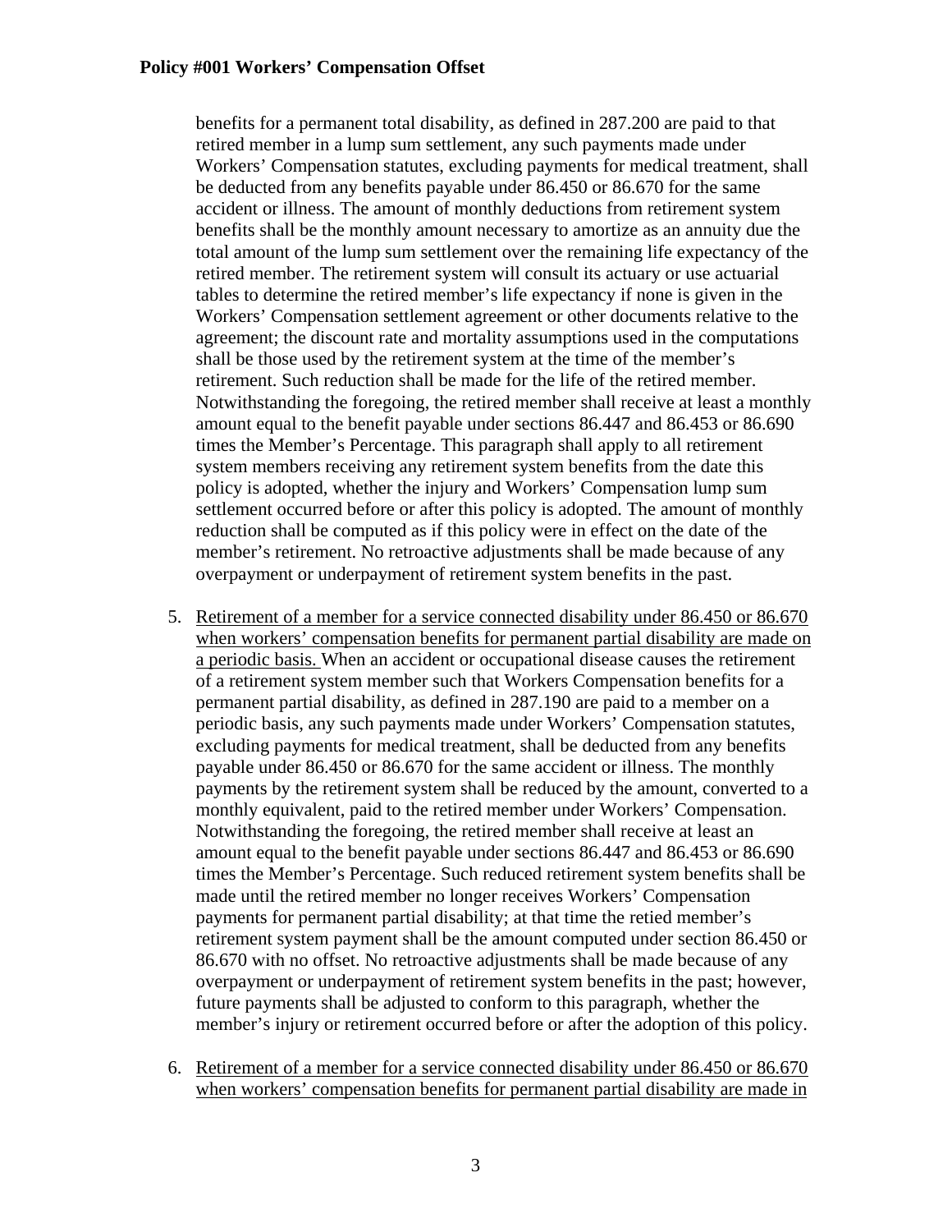benefits for a permanent total disability, as defined in 287.200 are paid to that retired member in a lump sum settlement, any such payments made under Workers' Compensation statutes, excluding payments for medical treatment, shall be deducted from any benefits payable under 86.450 or 86.670 for the same accident or illness. The amount of monthly deductions from retirement system benefits shall be the monthly amount necessary to amortize as an annuity due the total amount of the lump sum settlement over the remaining life expectancy of the retired member. The retirement system will consult its actuary or use actuarial tables to determine the retired member's life expectancy if none is given in the Workers' Compensation settlement agreement or other documents relative to the agreement; the discount rate and mortality assumptions used in the computations shall be those used by the retirement system at the time of the member's retirement. Such reduction shall be made for the life of the retired member. Notwithstanding the foregoing, the retired member shall receive at least a monthly amount equal to the benefit payable under sections 86.447 and 86.453 or 86.690 times the Member's Percentage. This paragraph shall apply to all retirement system members receiving any retirement system benefits from the date this policy is adopted, whether the injury and Workers' Compensation lump sum settlement occurred before or after this policy is adopted. The amount of monthly reduction shall be computed as if this policy were in effect on the date of the member's retirement. No retroactive adjustments shall be made because of any overpayment or underpayment of retirement system benefits in the past.

5. <u>Retirement of a member for a service connected disability under 86.450 or 86.670 when workers' compensation benefits for permanent partial disability are made on a periodic basis.</u> When an accident or occupational disease causes the retirement of a retirement system member such that Workers Compensation benefits for a permanent partial disability, as defined in 287.190 are paid to a member on a periodic basis, any such payments made under Workers' Compensation statutes, excluding payments for medical treatment, shall be deducted from any benefits payable under 86.450 or 86.670 for the same accident or illness. The monthly payments by the retirement system shall be reduced by the amount, converted to a monthly equivalent, paid to the retired member under Workers' Compensation. Notwithstanding the foregoing, the retired member shall receive at least an amount equal to the benefit payable under sections 86.447 and 86.453 or 86.690 times the Member's Percentage. Such reduced retirement system benefits shall be made until the retired member no longer receives Workers' Compensation payments for permanent partial disability; at that time the retied member's retirement system payment shall be the amount computed under section 86.450 or 86.670 with no offset. No retroactive adjustments shall be made because of any overpayment or underpayment of retirement system benefits in the past; however, future payments shall be adjusted to conform to this paragraph, whether the member's injury or retirement occurred before or after the adoption of this policy.

6. <u>Retirement of a member for a service connected disability under 86.450 or 86.670 when workers' compensation benefits for permanent partial disability are made in</u>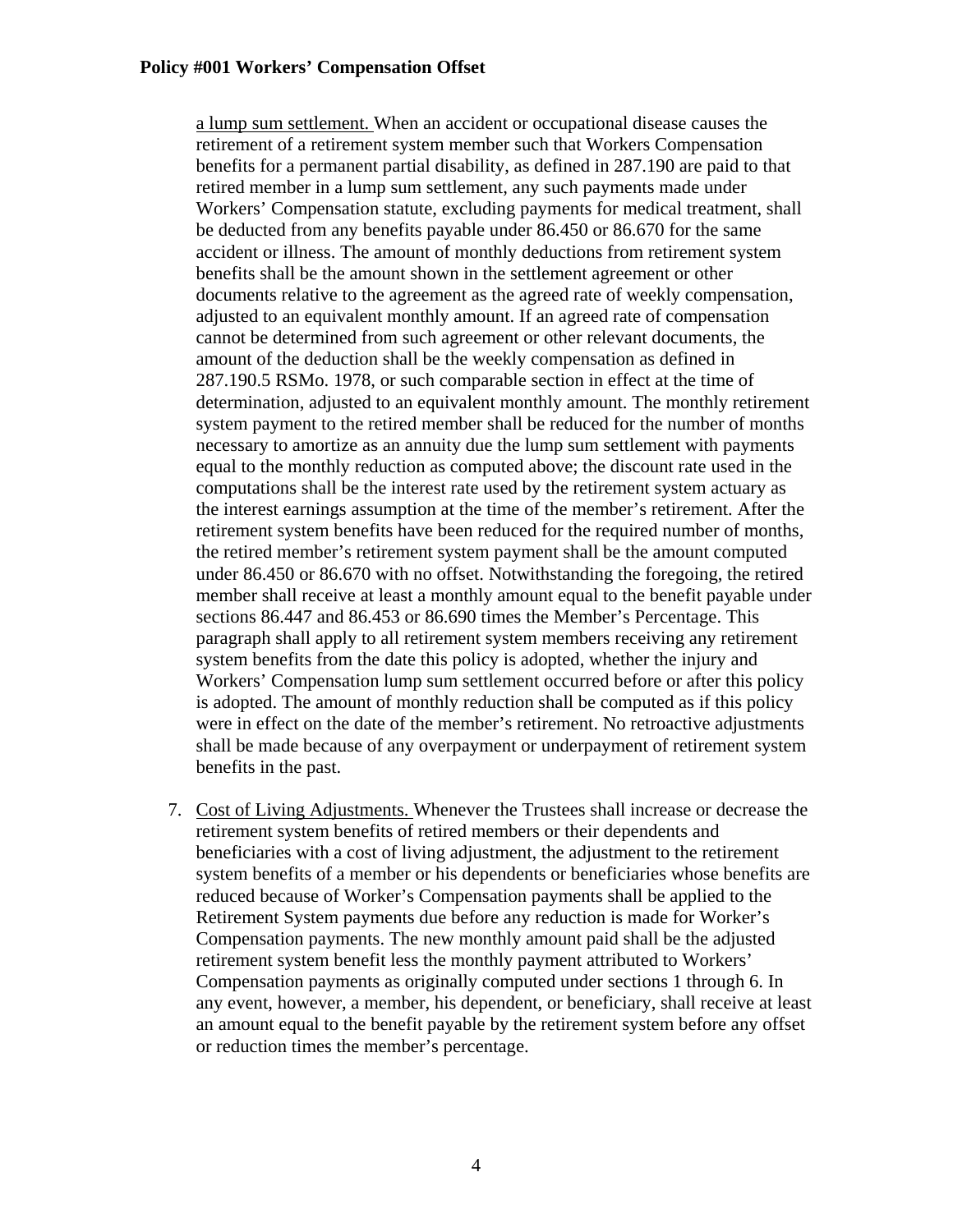a lump sum settlement. When an accident or occupational disease causes the retirement of a retirement system member such that Workers Compensation benefits for a permanent partial disability, as defined in 287.190 are paid to that retired member in a lump sum settlement, any such payments made under Workers' Compensation statute, excluding payments for medical treatment, shall be deducted from any benefits payable under 86.450 or 86.670 for the same accident or illness. The amount of monthly deductions from retirement system benefits shall be the amount shown in the settlement agreement or other documents relative to the agreement as the agreed rate of weekly compensation, adjusted to an equivalent monthly amount. If an agreed rate of compensation cannot be determined from such agreement or other relevant documents, the amount of the deduction shall be the weekly compensation as defined in 287.190.5 RSMo. 1978, or such comparable section in effect at the time of determination, adjusted to an equivalent monthly amount. The monthly retirement system payment to the retired member shall be reduced for the number of months necessary to amortize as an annuity due the lump sum settlement with payments equal to the monthly reduction as computed above; the discount rate used in the computations shall be the interest rate used by the retirement system actuary as the interest earnings assumption at the time of the member's retirement. After the retirement system benefits have been reduced for the required number of months, the retired member's retirement system payment shall be the amount computed under 86.450 or 86.670 with no offset. Notwithstanding the foregoing, the retired member shall receive at least a monthly amount equal to the benefit payable under sections 86.447 and 86.453 or 86.690 times the Member's Percentage. This paragraph shall apply to all retirement system members receiving any retirement system benefits from the date this policy is adopted, whether the injury and Workers' Compensation lump sum settlement occurred before or after this policy is adopted. The amount of monthly reduction shall be computed as if this policy were in effect on the date of the member's retirement. No retroactive adjustments shall be made because of any overpayment or underpayment of retirement system benefits in the past.

7. Cost of Living Adjustments. Whenever the Trustees shall increase or decrease the retirement system benefits of retired members or their dependents and beneficiaries with a cost of living adjustment, the adjustment to the retirement system benefits of a member or his dependents or beneficiaries whose benefits are reduced because of Worker's Compensation payments shall be applied to the Retirement System payments due before any reduction is made for Worker's Compensation payments. The new monthly amount paid shall be the adjusted retirement system benefit less the monthly payment attributed to Workers' Compensation payments as originally computed under sections 1 through 6. In any event, however, a member, his dependent, or beneficiary, shall receive at least an amount equal to the benefit payable by the retirement system before any offset or reduction times the member's percentage.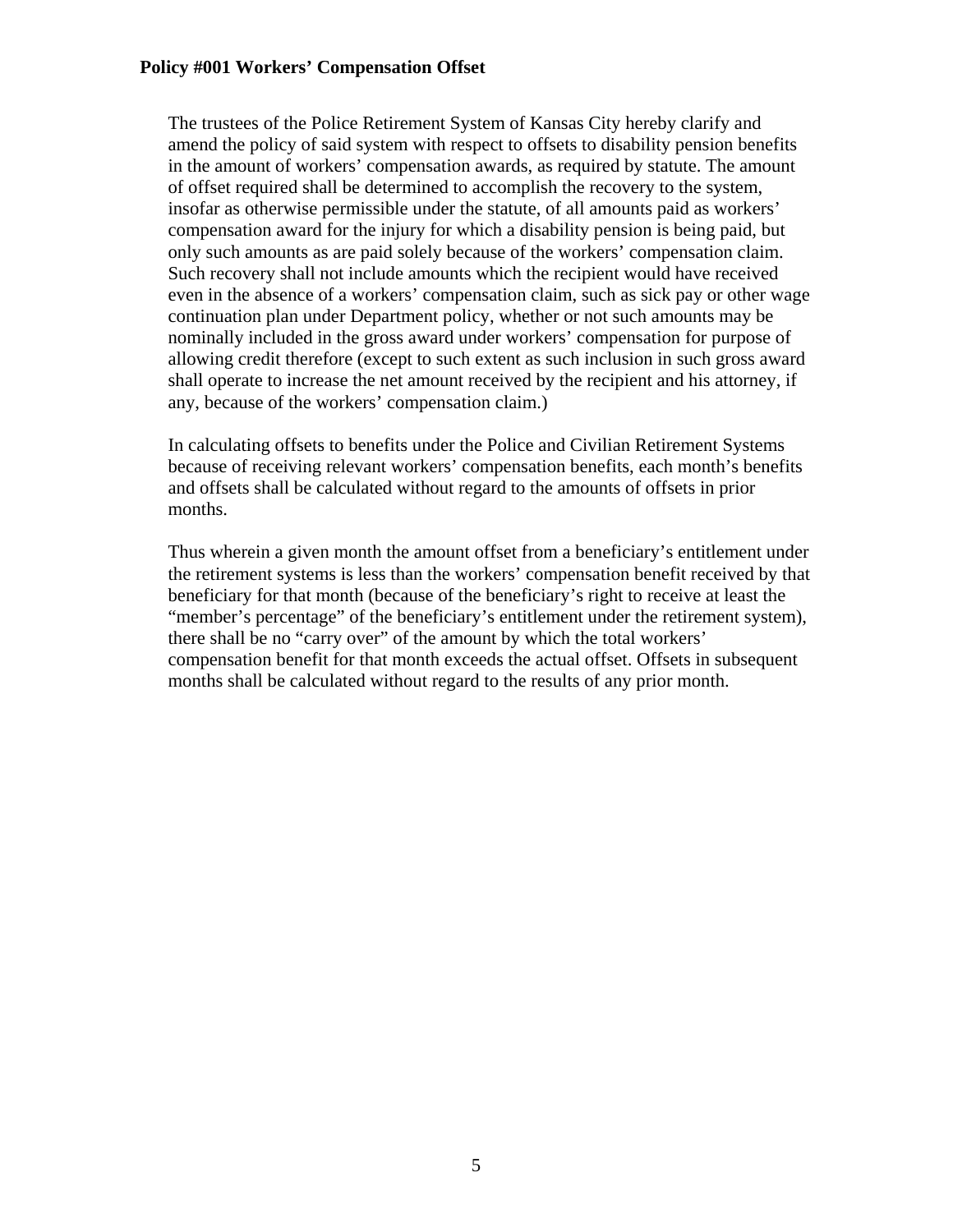**Policy #001 Workers' Compensation Offset**

The trustees of the Police Retirement System of Kansas City hereby clarify and amend the policy of said system with respect to offsets to disability pension benefits in the amount of workers' compensation awards, as required by statute. The amount of offset required shall be determined to accomplish the recovery to the system, insofar as otherwise permissible under the statute, of all amounts paid as workers' compensation award for the injury for which a disability pension is being paid, but only such amounts as are paid solely because of the workers' compensation claim. Such recovery shall not include amounts which the recipient would have received even in the absence of a workers' compensation claim, such as sick pay or other wage continuation plan under Department policy, whether or not such amounts may be nominally included in the gross award under workers' compensation for purpose of allowing credit therefore (except to such extent as such inclusion in such gross award shall operate to increase the net amount received by the recipient and his attorney, if any, because of the workers' compensation claim.)

In calculating offsets to benefits under the Police and Civilian Retirement Systems because of receiving relevant workers' compensation benefits, each month's benefits and offsets shall be calculated without regard to the amounts of offsets in prior months.

Thus wherein a given month the amount offset from a beneficiary's entitlement under the retirement systems is less than the workers' compensation benefit received by that beneficiary for that month (because of the beneficiary's right to receive at least the "member's percentage" of the beneficiary's entitlement under the retirement system), there shall be no "carry over" of the amount by which the total workers' compensation benefit for that month exceeds the actual offset. Offsets in subsequent months shall be calculated without regard to the results of any prior month.